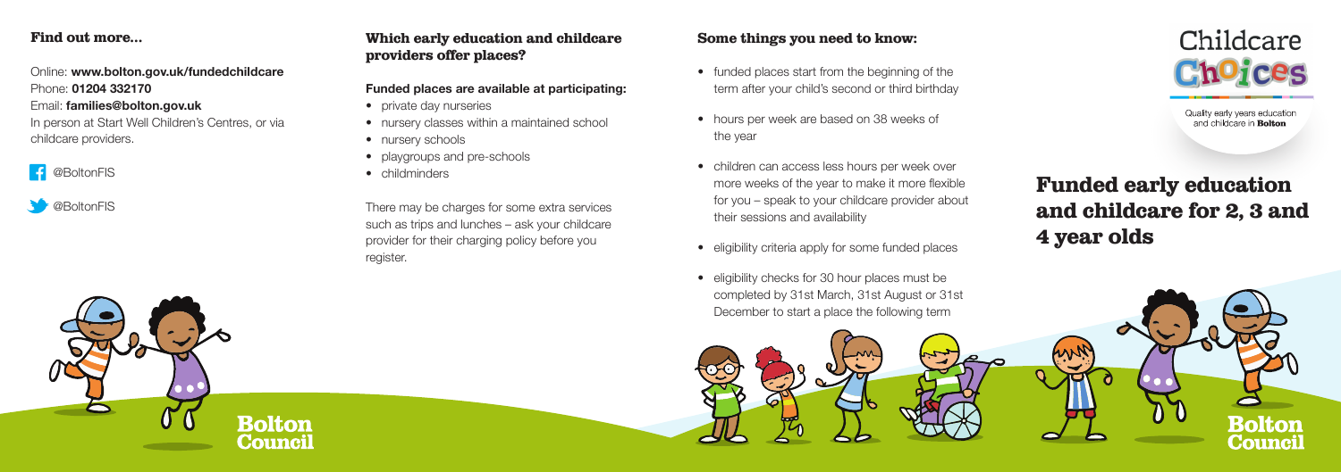# Funded early education and childcare for 2, 3 and 4 year olds

Childcare Choices

Quality early years education and childcare in **Bolton**

## Find out more...

Online: **www.bolton.gov.uk/fundedchildcare**
Phone: **01204 332170**
Email: **families@bolton.gov.uk**
In person at Start Well Children's Centres, or via childcare providers.

@BoltonFIS

@BoltonFIS

## Which early education and childcare providers offer places?

**Funded places are available at participating:**

- private day nurseries
- nursery classes within a maintained school
- nursery schools
- playgroups and pre-schools
- childminders

There may be charges for some extra services such as trips and lunches – ask your childcare provider for their charging policy before you register.

## Some things you need to know:

- funded places start from the beginning of the term after your child's second or third birthday
- hours per week are based on 38 weeks of the year
- children can access less hours per week over more weeks of the year to make it more flexible for you – speak to your childcare provider about their sessions and availability
- eligibility criteria apply for some funded places
- eligibility checks for 30 hour places must be completed by 31st March, 31st August or 31st December to start a place the following term

Bolton Council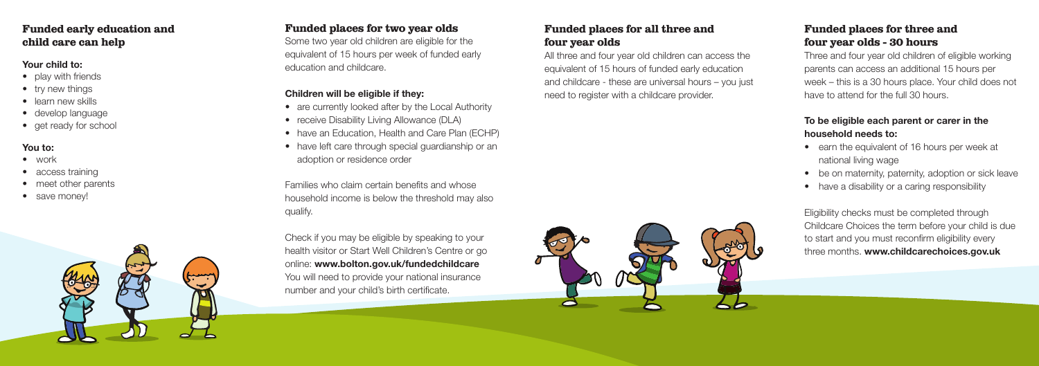## Funded early education and child care can help

**Your child to:**

- play with friends
- try new things
- learn new skills
- develop language
- get ready for school

**You to:**

- work
- access training
- meet other parents
- save money!

## Funded places for two year olds

Some two year old children are eligible for the equivalent of 15 hours per week of funded early education and childcare.

**Children will be eligible if they:**

- are currently looked after by the Local Authority
- receive Disability Living Allowance (DLA)
- have an Education, Health and Care Plan (ECHP)
- have left care through special guardianship or an adoption or residence order

Families who claim certain benefits and whose household income is below the threshold may also qualify.

Check if you may be eligible by speaking to your health visitor or Start Well Children's Centre or go online: **www.bolton.gov.uk/fundedchildcare** You will need to provide your national insurance number and your child's birth certificate.

## Funded places for all three and four year olds

All three and four year old children can access the equivalent of 15 hours of funded early education and childcare - these are universal hours – you just need to register with a childcare provider.

## Funded places for three and four year olds - 30 hours

Three and four year old children of eligible working parents can access an additional 15 hours per week – this is a 30 hours place. Your child does not have to attend for the full 30 hours.

**To be eligible each parent or carer in the household needs to:**

- earn the equivalent of 16 hours per week at national living wage
- be on maternity, paternity, adoption or sick leave
- have a disability or a caring responsibility

Eligibility checks must be completed through Childcare Choices the term before your child is due to start and you must reconfirm eligibility every three months. **www.childcarechoices.gov.uk**